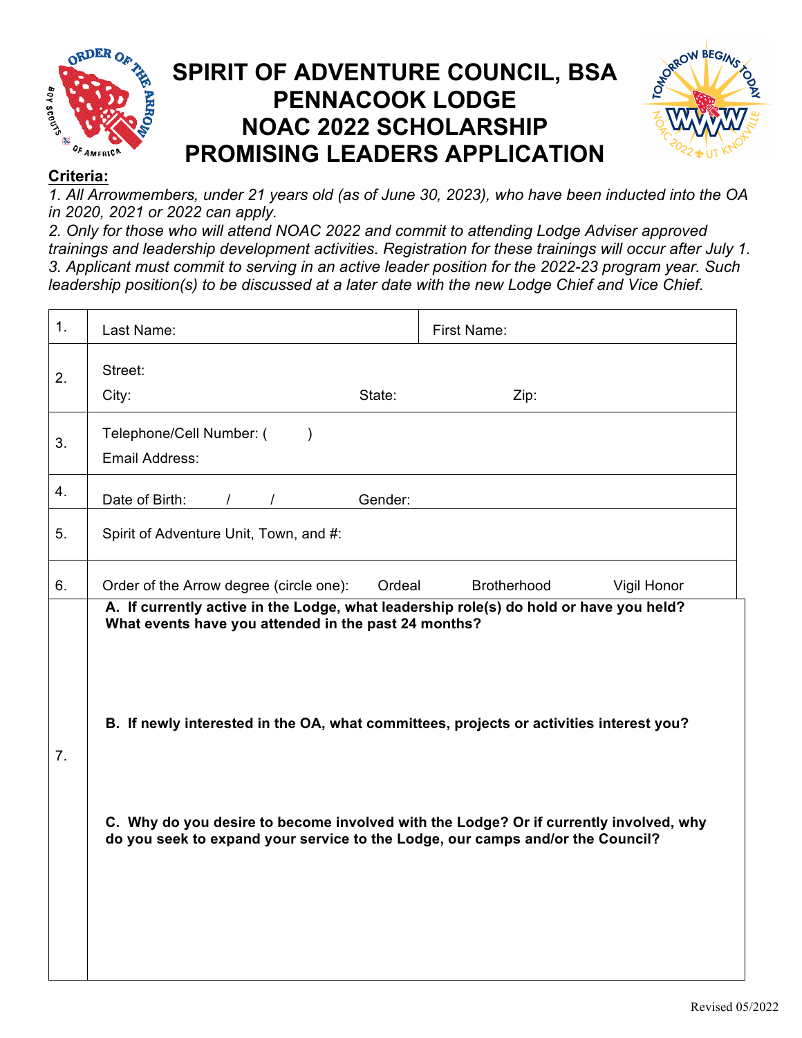# SPIRIT OF ADVENTURE COUNCIL, BSA
# PENNACOOK LODGE
# NOAC 2022 SCHOLARSHIP
# PROMISING LEADERS APPLICATION

**Criteria:**

*1. All Arrowmembers, under 21 years old (as of June 30, 2023), who have been inducted into the OA in 2020, 2021 or 2022 can apply.*
*2. Only for those who will attend NOAC 2022 and commit to attending Lodge Adviser approved trainings and leadership development activities. Registration for these trainings will occur after July 1.*
*3. Applicant must commit to serving in an active leader position for the 2022-23 program year. Such leadership position(s) to be discussed at a later date with the new Lodge Chief and Vice Chief.*

| | | |
|---|---|---|
| 1. | Last Name: | First Name: |
| 2. | Street:<br>City: State: Zip: | |
| 3. | Telephone/Cell Number: ( )<br>Email Address: | |
| 4. | Date of Birth: / / Gender: | |
| 5. | Spirit of Adventure Unit, Town, and #: | |
| 6. | Order of the Arrow degree (circle one): Ordeal Brotherhood Vigil Honor | |
| 7. | **A. If currently active in the Lodge, what leadership role(s) do hold or have you held? What events have you attended in the past 24 months?**<br><br>**B. If newly interested in the OA, what committees, projects or activities interest you?**<br><br>**C. Why do you desire to become involved with the Lodge? Or if currently involved, why do you seek to expand your service to the Lodge, our camps and/or the Council?** | |

Revised 05/2022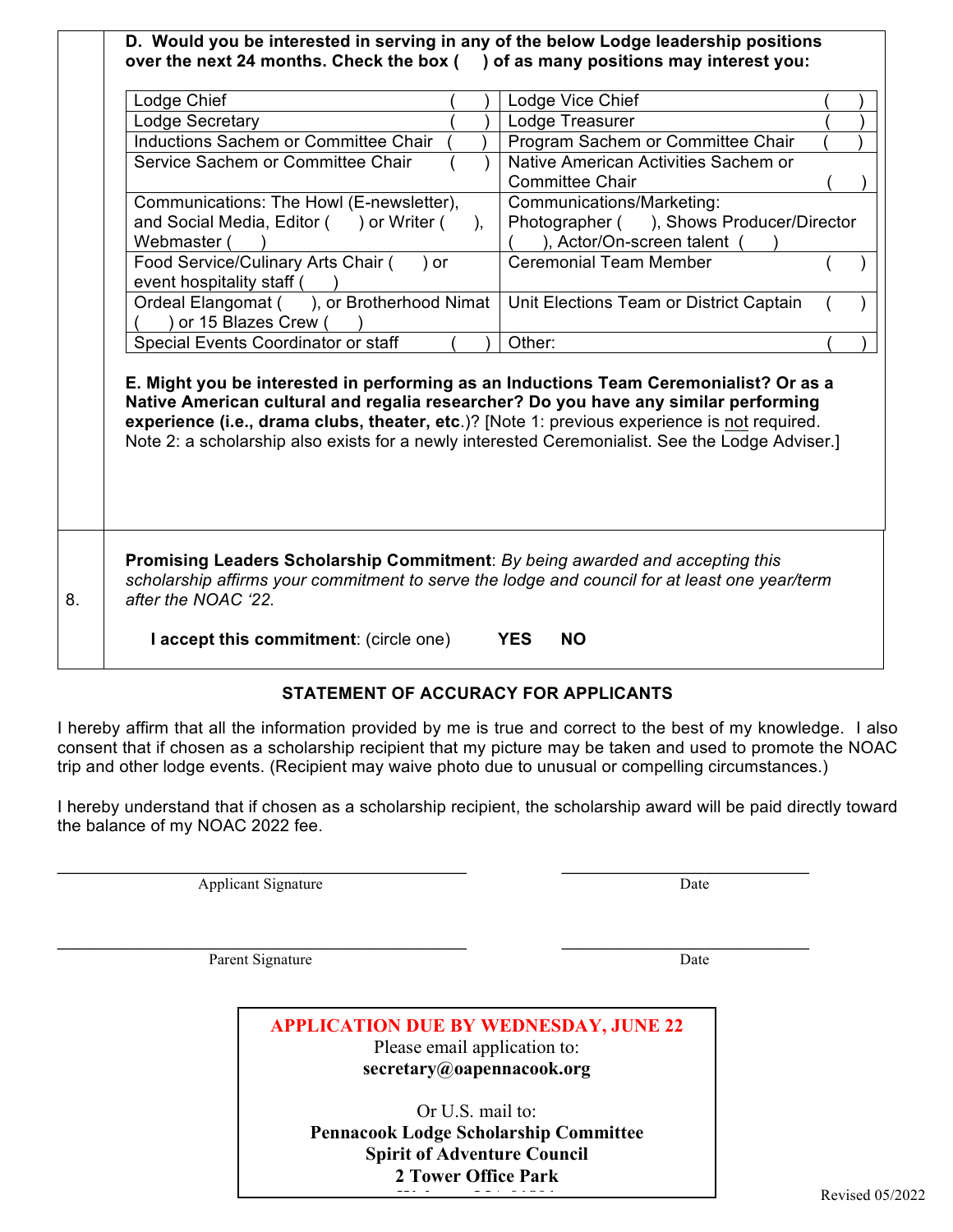**D. Would you be interested in serving in any of the below Lodge leadership positions over the next 24 months. Check the box (     ) of as many positions may interest you:**

| | |
|---|---|
| Lodge Chief (     ) | Lodge Vice Chief (     ) |
| Lodge Secretary (     ) | Lodge Treasurer (     ) |
| Inductions Sachem or Committee Chair (     ) | Program Sachem or Committee Chair (     ) |
| Service Sachem or Committee Chair (     ) | Native American Activities Sachem or Committee Chair (     ) |
| Communications: The Howl (E-newsletter), and Social Media, Editor (     ) or Writer (     ), Webmaster (     ) | Communications/Marketing: Photographer (     ), Shows Producer/Director (     ), Actor/On-screen talent (     ) |
| Food Service/Culinary Arts Chair (     ) or event hospitality staff (     ) | Ceremonial Team Member (     ) |
| Ordeal Elangomat (     ), or Brotherhood Nimat (     ) or 15 Blazes Crew (     ) | Unit Elections Team or District Captain (     ) |
| Special Events Coordinator or staff (     ) | Other: (     ) |

**E. Might you be interested in performing as an Inductions Team Ceremonialist? Or as a Native American cultural and regalia researcher? Do you have any similar performing experience (i.e., drama clubs, theater, etc.)?** [Note 1: previous experience is not required. Note 2: a scholarship also exists for a newly interested Ceremonialist. See the Lodge Adviser.]

8. **Promising Leaders Scholarship Commitment**: *By being awarded and accepting this scholarship affirms your commitment to serve the lodge and council for at least one year/term after the NOAC '22.*

**I accept this commitment**: (circle one) **YES NO**

## STATEMENT OF ACCURACY FOR APPLICANTS

I hereby affirm that all the information provided by me is true and correct to the best of my knowledge. I also consent that if chosen as a scholarship recipient that my picture may be taken and used to promote the NOAC trip and other lodge events. (Recipient may waive photo due to unusual or compelling circumstances.)

I hereby understand that if chosen as a scholarship recipient, the scholarship award will be paid directly toward the balance of my NOAC 2022 fee.

\_\_\_\_\_\_\_\_\_\_\_\_\_\_\_\_\_\_\_\_\_\_\_\_\_\_\_\_\_\_\_\_\_\_\_\_\_\_\_\_ \_\_\_\_\_\_\_\_\_\_\_\_\_\_\_\_\_\_\_\_\_\_\_\_\_\_

Applicant Signature Date

\_\_\_\_\_\_\_\_\_\_\_\_\_\_\_\_\_\_\_\_\_\_\_\_\_\_\_\_\_\_\_\_\_\_\_\_\_\_\_\_ \_\_\_\_\_\_\_\_\_\_\_\_\_\_\_\_\_\_\_\_\_\_\_\_\_\_

Parent Signature Date

**APPLICATION DUE BY WEDNESDAY, JUNE 22**

Please email application to:

**secretary@oapennacook.org**

Or U.S. mail to:

**Pennacook Lodge Scholarship Committee**

**Spirit of Adventure Council**

**2 Tower Office Park**

Revised 05/2022